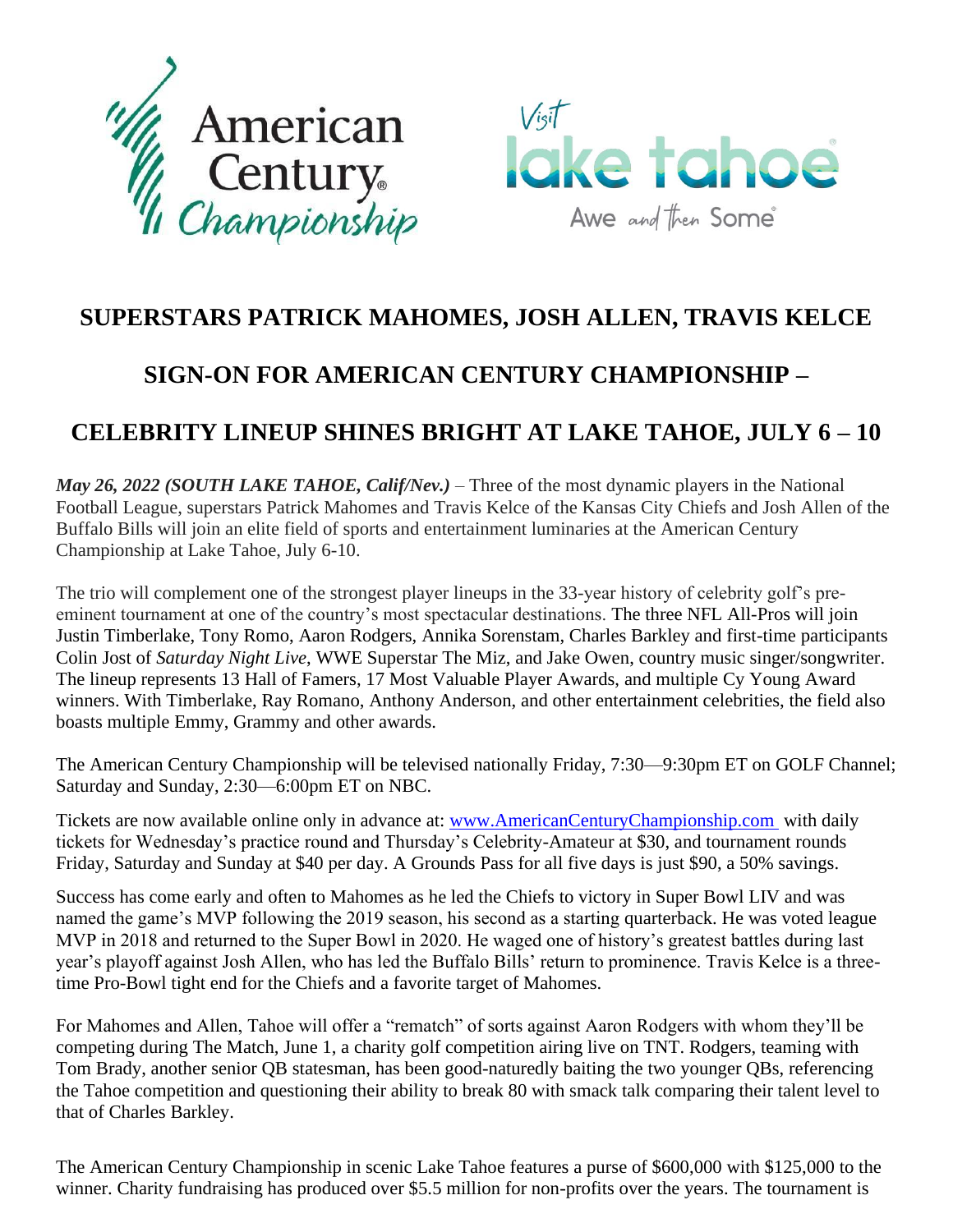American Century Championship

Visit lake tahoe — Awe and then Some

# SUPERSTARS PATRICK MAHOMES, JOSH ALLEN, TRAVIS KELCE SIGN-ON FOR AMERICAN CENTURY CHAMPIONSHIP – CELEBRITY LINEUP SHINES BRIGHT AT LAKE TAHOE, JULY 6 – 10

***May 26, 2022 (SOUTH LAKE TAHOE, Calif/Nev.)*** – Three of the most dynamic players in the National Football League, superstars Patrick Mahomes and Travis Kelce of the Kansas City Chiefs and Josh Allen of the Buffalo Bills will join an elite field of sports and entertainment luminaries at the American Century Championship at Lake Tahoe, July 6-10.

The trio will complement one of the strongest player lineups in the 33-year history of celebrity golf's pre-eminent tournament at one of the country's most spectacular destinations. The three NFL All-Pros will join Justin Timberlake, Tony Romo, Aaron Rodgers, Annika Sorenstam, Charles Barkley and first-time participants Colin Jost of *Saturday Night Live*, WWE Superstar The Miz, and Jake Owen, country music singer/songwriter. The lineup represents 13 Hall of Famers, 17 Most Valuable Player Awards, and multiple Cy Young Award winners. With Timberlake, Ray Romano, Anthony Anderson, and other entertainment celebrities, the field also boasts multiple Emmy, Grammy and other awards.

The American Century Championship will be televised nationally Friday, 7:30—9:30pm ET on GOLF Channel; Saturday and Sunday, 2:30—6:00pm ET on NBC.

Tickets are now available online only in advance at: [www.AmericanCenturyChampionship.com](http://www.AmericanCenturyChampionship.com) with daily tickets for Wednesday's practice round and Thursday's Celebrity-Amateur at $30, and tournament rounds Friday, Saturday and Sunday at $40 per day. A Grounds Pass for all five days is just $90, a 50% savings.

Success has come early and often to Mahomes as he led the Chiefs to victory in Super Bowl LIV and was named the game's MVP following the 2019 season, his second as a starting quarterback. He was voted league MVP in 2018 and returned to the Super Bowl in 2020. He waged one of history's greatest battles during last year's playoff against Josh Allen, who has led the Buffalo Bills' return to prominence. Travis Kelce is a three-time Pro-Bowl tight end for the Chiefs and a favorite target of Mahomes.

For Mahomes and Allen, Tahoe will offer a "rematch" of sorts against Aaron Rodgers with whom they'll be competing during The Match, June 1, a charity golf competition airing live on TNT. Rodgers, teaming with Tom Brady, another senior QB statesman, has been good-naturedly baiting the two younger QBs, referencing the Tahoe competition and questioning their ability to break 80 with smack talk comparing their talent level to that of Charles Barkley.

The American Century Championship in scenic Lake Tahoe features a purse of $600,000 with $125,000 to the winner. Charity fundraising has produced over $5.5 million for non-profits over the years. The tournament is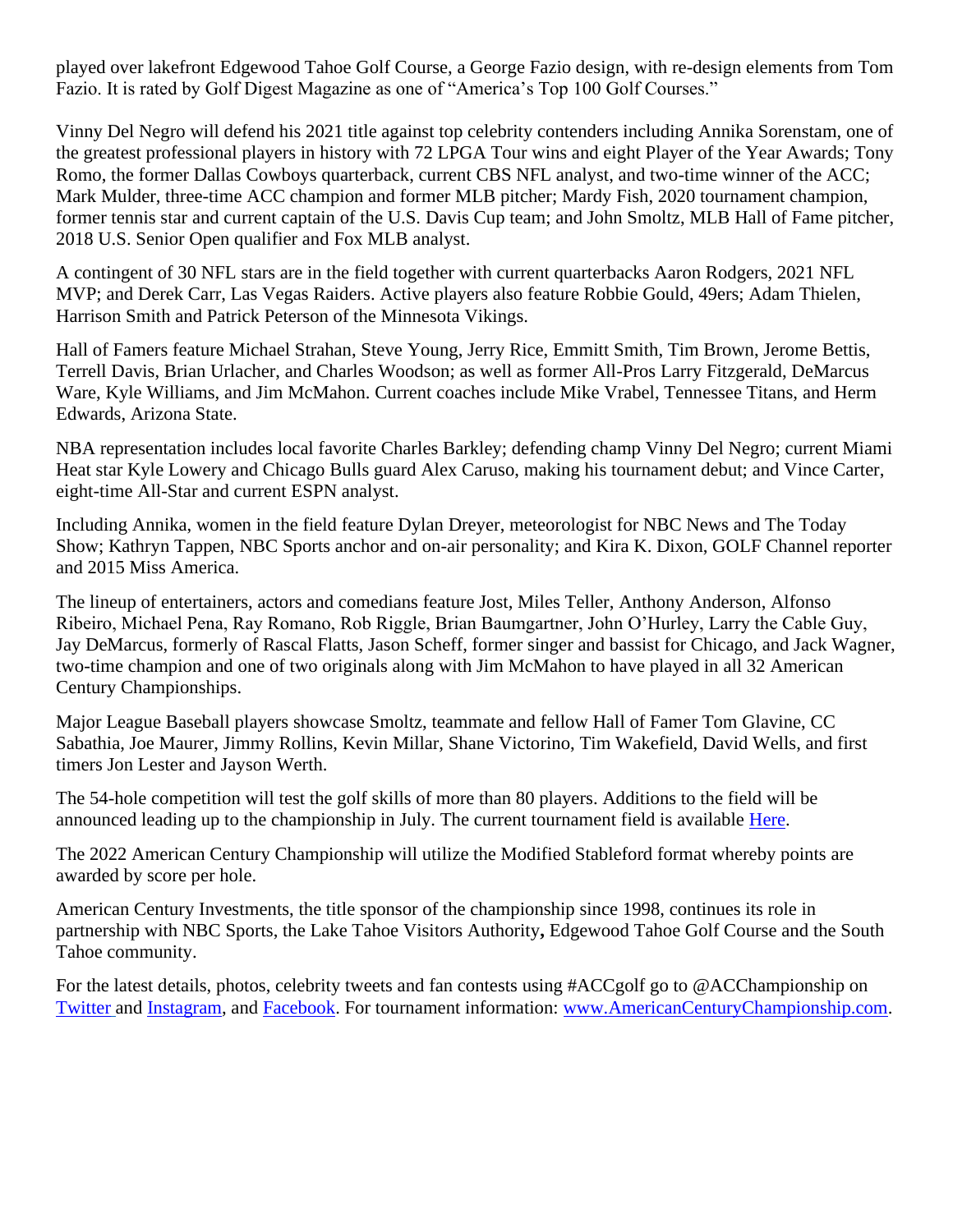played over lakefront Edgewood Tahoe Golf Course, a George Fazio design, with re-design elements from Tom Fazio. It is rated by Golf Digest Magazine as one of "America's Top 100 Golf Courses."

Vinny Del Negro will defend his 2021 title against top celebrity contenders including Annika Sorenstam, one of the greatest professional players in history with 72 LPGA Tour wins and eight Player of the Year Awards; Tony Romo, the former Dallas Cowboys quarterback, current CBS NFL analyst, and two-time winner of the ACC; Mark Mulder, three-time ACC champion and former MLB pitcher; Mardy Fish, 2020 tournament champion, former tennis star and current captain of the U.S. Davis Cup team; and John Smoltz, MLB Hall of Fame pitcher, 2018 U.S. Senior Open qualifier and Fox MLB analyst.

A contingent of 30 NFL stars are in the field together with current quarterbacks Aaron Rodgers, 2021 NFL MVP; and Derek Carr, Las Vegas Raiders. Active players also feature Robbie Gould, 49ers; Adam Thielen, Harrison Smith and Patrick Peterson of the Minnesota Vikings.

Hall of Famers feature Michael Strahan, Steve Young, Jerry Rice, Emmitt Smith, Tim Brown, Jerome Bettis, Terrell Davis, Brian Urlacher, and Charles Woodson; as well as former All-Pros Larry Fitzgerald, DeMarcus Ware, Kyle Williams, and Jim McMahon. Current coaches include Mike Vrabel, Tennessee Titans, and Herm Edwards, Arizona State.

NBA representation includes local favorite Charles Barkley; defending champ Vinny Del Negro; current Miami Heat star Kyle Lowery and Chicago Bulls guard Alex Caruso, making his tournament debut; and Vince Carter, eight-time All-Star and current ESPN analyst.

Including Annika, women in the field feature Dylan Dreyer, meteorologist for NBC News and The Today Show; Kathryn Tappen, NBC Sports anchor and on-air personality; and Kira K. Dixon, GOLF Channel reporter and 2015 Miss America.

The lineup of entertainers, actors and comedians feature Jost, Miles Teller, Anthony Anderson, Alfonso Ribeiro, Michael Pena, Ray Romano, Rob Riggle, Brian Baumgartner, John O'Hurley, Larry the Cable Guy, Jay DeMarcus, formerly of Rascal Flatts, Jason Scheff, former singer and bassist for Chicago, and Jack Wagner, two-time champion and one of two originals along with Jim McMahon to have played in all 32 American Century Championships.

Major League Baseball players showcase Smoltz, teammate and fellow Hall of Famer Tom Glavine, CC Sabathia, Joe Maurer, Jimmy Rollins, Kevin Millar, Shane Victorino, Tim Wakefield, David Wells, and first timers Jon Lester and Jayson Werth.

The 54-hole competition will test the golf skills of more than 80 players. Additions to the field will be announced leading up to the championship in July. The current tournament field is available [Here](Here).

The 2022 American Century Championship will utilize the Modified Stableford format whereby points are awarded by score per hole.

American Century Investments, the title sponsor of the championship since 1998, continues its role in partnership with NBC Sports, the Lake Tahoe Visitors Authority**,** Edgewood Tahoe Golf Course and the South Tahoe community.

For the latest details, photos, celebrity tweets and fan contests using #ACCgolf go to @ACChampionship on Twitter and Instagram, and Facebook. For tournament information: www.AmericanCenturyChampionship.com.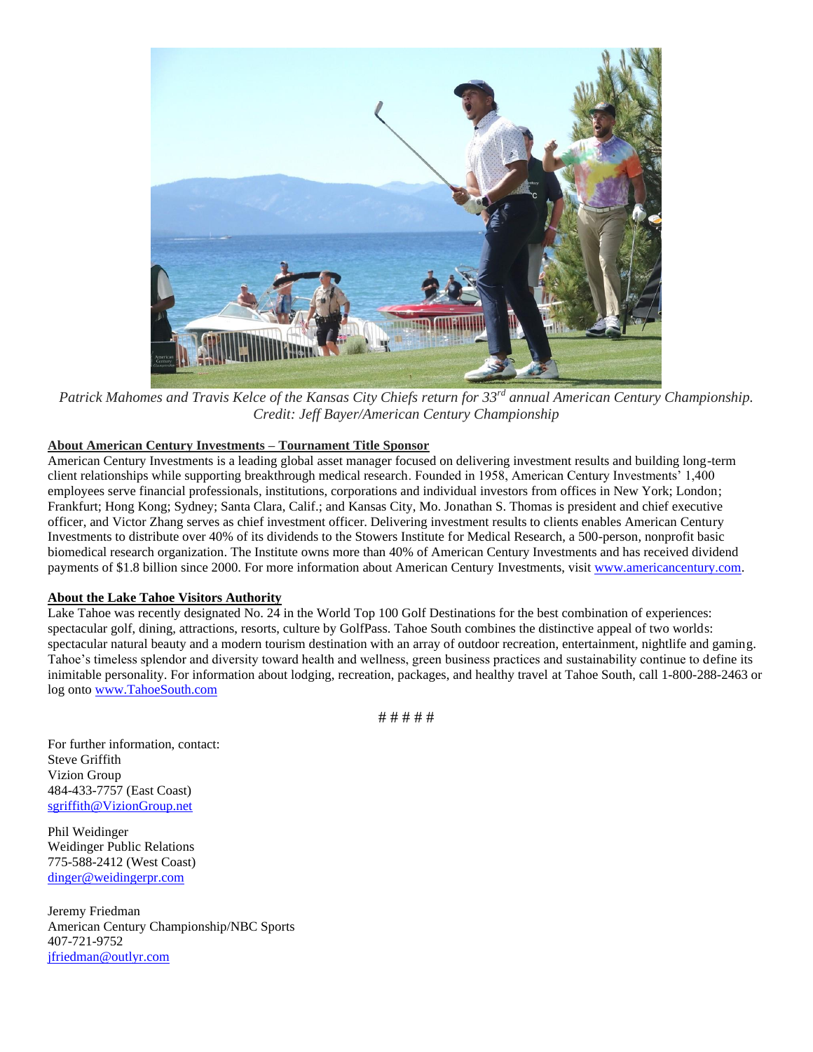*Patrick Mahomes and Travis Kelce of the Kansas City Chiefs return for 33rd annual American Century Championship. Credit: Jeff Bayer/American Century Championship*

**About American Century Investments – Tournament Title Sponsor**

American Century Investments is a leading global asset manager focused on delivering investment results and building long-term client relationships while supporting breakthrough medical research. Founded in 1958, American Century Investments' 1,400 employees serve financial professionals, institutions, corporations and individual investors from offices in New York; London; Frankfurt; Hong Kong; Sydney; Santa Clara, Calif.; and Kansas City, Mo. Jonathan S. Thomas is president and chief executive officer, and Victor Zhang serves as chief investment officer. Delivering investment results to clients enables American Century Investments to distribute over 40% of its dividends to the Stowers Institute for Medical Research, a 500-person, nonprofit basic biomedical research organization. The Institute owns more than 40% of American Century Investments and has received dividend payments of $1.8 billion since 2000. For more information about American Century Investments, visit www.americancentury.com.

**About the Lake Tahoe Visitors Authority**

Lake Tahoe was recently designated No. 24 in the World Top 100 Golf Destinations for the best combination of experiences: spectacular golf, dining, attractions, resorts, culture by GolfPass. Tahoe South combines the distinctive appeal of two worlds: spectacular natural beauty and a modern tourism destination with an array of outdoor recreation, entertainment, nightlife and gaming. Tahoe's timeless splendor and diversity toward health and wellness, green business practices and sustainability continue to define its inimitable personality. For information about lodging, recreation, packages, and healthy travel at Tahoe South, call 1-800-288-2463 or log onto www.TahoeSouth.com

# # # # #

For further information, contact:
Steve Griffith
Vizion Group
484-433-7757 (East Coast)
sgriffith@VizionGroup.net

Phil Weidinger
Weidinger Public Relations
775-588-2412 (West Coast)
dinger@weidingerpr.com

Jeremy Friedman
American Century Championship/NBC Sports
407-721-9752
jfriedman@outlyr.com